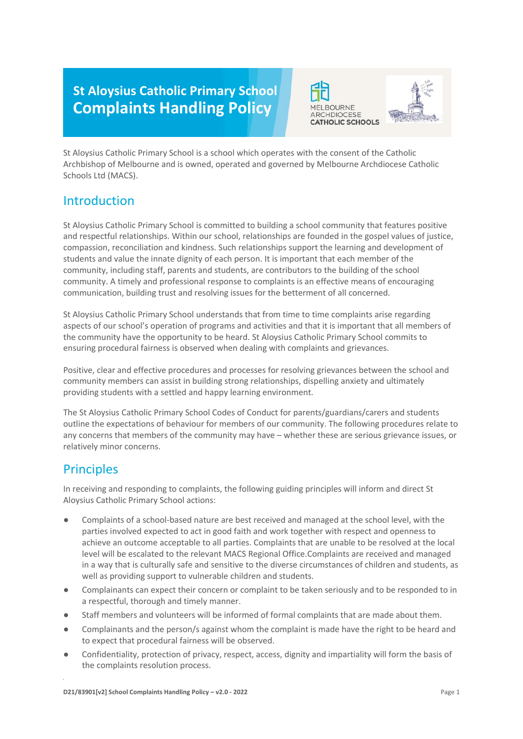# St Aloysius Catholic Primary School Complaints Handling Policy

MELBOURNE ARCHDIOCESE CATHOLIC SCHOOLS

St Aloysius Catholic Primary School is a school which operates with the consent of the Catholic Archbishop of Melbourne and is owned, operated and governed by Melbourne Archdiocese Catholic Schools Ltd (MACS).

## Introduction

St Aloysius Catholic Primary School is committed to building a school community that features positive and respectful relationships. Within our school, relationships are founded in the gospel values of justice, compassion, reconciliation and kindness. Such relationships support the learning and development of students and value the innate dignity of each person. It is important that each member of the community, including staff, parents and students, are contributors to the building of the school community. A timely and professional response to complaints is an effective means of encouraging communication, building trust and resolving issues for the betterment of all concerned.

St Aloysius Catholic Primary School understands that from time to time complaints arise regarding aspects of our school's operation of programs and activities and that it is important that all members of the community have the opportunity to be heard. St Aloysius Catholic Primary School commits to ensuring procedural fairness is observed when dealing with complaints and grievances.

Positive, clear and effective procedures and processes for resolving grievances between the school and community members can assist in building strong relationships, dispelling anxiety and ultimately providing students with a settled and happy learning environment.

The St Aloysius Catholic Primary School Codes of Conduct for parents/guardians/carers and students outline the expectations of behaviour for members of our community. The following procedures relate to any concerns that members of the community may have – whether these are serious grievance issues, or relatively minor concerns.

## Principles

In receiving and responding to complaints, the following guiding principles will inform and direct St Aloysius Catholic Primary School actions:

- Complaints of a school-based nature are best received and managed at the school level, with the parties involved expected to act in good faith and work together with respect and openness to achieve an outcome acceptable to all parties. Complaints that are unable to be resolved at the local level will be escalated to the relevant MACS Regional Office.Complaints are received and managed in a way that is culturally safe and sensitive to the diverse circumstances of children and students, as well as providing support to vulnerable children and students.
- Complainants can expect their concern or complaint to be taken seriously and to be responded to in a respectful, thorough and timely manner.
- Staff members and volunteers will be informed of formal complaints that are made about them.
- Complainants and the person/s against whom the complaint is made have the right to be heard and to expect that procedural fairness will be observed.
- Confidentiality, protection of privacy, respect, access, dignity and impartiality will form the basis of the complaints resolution process.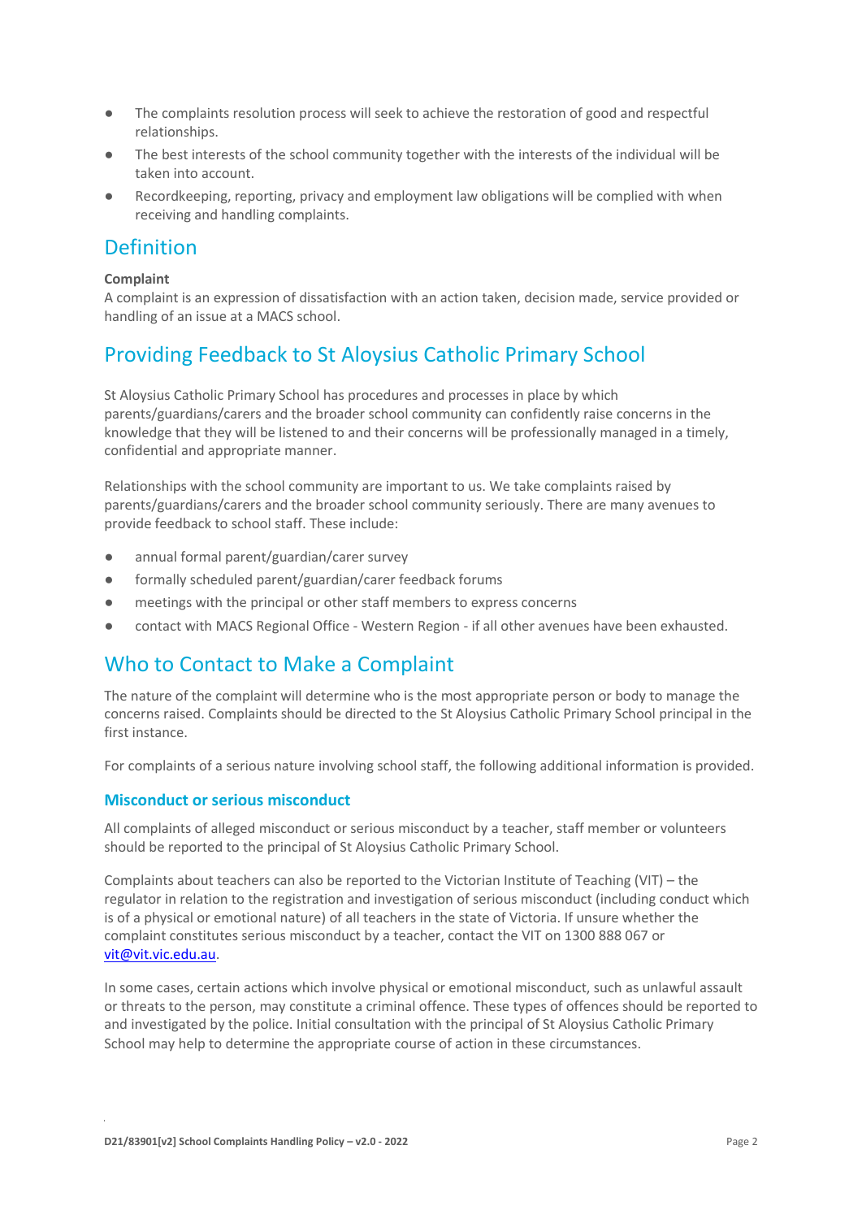- The complaints resolution process will seek to achieve the restoration of good and respectful relationships.
- The best interests of the school community together with the interests of the individual will be taken into account.
- Recordkeeping, reporting, privacy and employment law obligations will be complied with when receiving and handling complaints.

## Definition

**Complaint**
A complaint is an expression of dissatisfaction with an action taken, decision made, service provided or handling of an issue at a MACS school.

## Providing Feedback to St Aloysius Catholic Primary School

St Aloysius Catholic Primary School has procedures and processes in place by which parents/guardians/carers and the broader school community can confidently raise concerns in the knowledge that they will be listened to and their concerns will be professionally managed in a timely, confidential and appropriate manner.

Relationships with the school community are important to us. We take complaints raised by parents/guardians/carers and the broader school community seriously. There are many avenues to provide feedback to school staff. These include:

- annual formal parent/guardian/carer survey
- formally scheduled parent/guardian/carer feedback forums
- meetings with the principal or other staff members to express concerns
- contact with MACS Regional Office - Western Region - if all other avenues have been exhausted.

## Who to Contact to Make a Complaint

The nature of the complaint will determine who is the most appropriate person or body to manage the concerns raised. Complaints should be directed to the St Aloysius Catholic Primary School principal in the first instance.

For complaints of a serious nature involving school staff, the following additional information is provided.

### Misconduct or serious misconduct

All complaints of alleged misconduct or serious misconduct by a teacher, staff member or volunteers should be reported to the principal of St Aloysius Catholic Primary School.

Complaints about teachers can also be reported to the Victorian Institute of Teaching (VIT) – the regulator in relation to the registration and investigation of serious misconduct (including conduct which is of a physical or emotional nature) of all teachers in the state of Victoria. If unsure whether the complaint constitutes serious misconduct by a teacher, contact the VIT on 1300 888 067 or vit@vit.vic.edu.au.

In some cases, certain actions which involve physical or emotional misconduct, such as unlawful assault or threats to the person, may constitute a criminal offence. These types of offences should be reported to and investigated by the police. Initial consultation with the principal of St Aloysius Catholic Primary School may help to determine the appropriate course of action in these circumstances.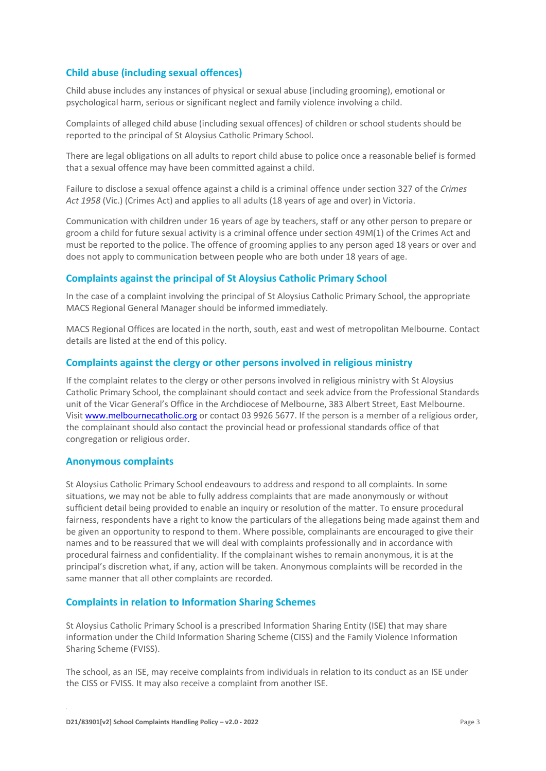## Child abuse (including sexual offences)

Child abuse includes any instances of physical or sexual abuse (including grooming), emotional or psychological harm, serious or significant neglect and family violence involving a child.

Complaints of alleged child abuse (including sexual offences) of children or school students should be reported to the principal of St Aloysius Catholic Primary School.

There are legal obligations on all adults to report child abuse to police once a reasonable belief is formed that a sexual offence may have been committed against a child.

Failure to disclose a sexual offence against a child is a criminal offence under section 327 of the *Crimes Act 1958* (Vic.) (Crimes Act) and applies to all adults (18 years of age and over) in Victoria.

Communication with children under 16 years of age by teachers, staff or any other person to prepare or groom a child for future sexual activity is a criminal offence under section 49M(1) of the Crimes Act and must be reported to the police. The offence of grooming applies to any person aged 18 years or over and does not apply to communication between people who are both under 18 years of age.

## Complaints against the principal of St Aloysius Catholic Primary School

In the case of a complaint involving the principal of St Aloysius Catholic Primary School, the appropriate MACS Regional General Manager should be informed immediately.

MACS Regional Offices are located in the north, south, east and west of metropolitan Melbourne. Contact details are listed at the end of this policy.

## Complaints against the clergy or other persons involved in religious ministry

If the complaint relates to the clergy or other persons involved in religious ministry with St Aloysius Catholic Primary School, the complainant should contact and seek advice from the Professional Standards unit of the Vicar General's Office in the Archdiocese of Melbourne, 383 Albert Street, East Melbourne. Visit [www.melbournecatholic.org](www.melbournecatholic.org) or contact 03 9926 5677. If the person is a member of a religious order, the complainant should also contact the provincial head or professional standards office of that congregation or religious order.

## Anonymous complaints

St Aloysius Catholic Primary School endeavours to address and respond to all complaints. In some situations, we may not be able to fully address complaints that are made anonymously or without sufficient detail being provided to enable an inquiry or resolution of the matter. To ensure procedural fairness, respondents have a right to know the particulars of the allegations being made against them and be given an opportunity to respond to them. Where possible, complainants are encouraged to give their names and to be reassured that we will deal with complaints professionally and in accordance with procedural fairness and confidentiality. If the complainant wishes to remain anonymous, it is at the principal's discretion what, if any, action will be taken. Anonymous complaints will be recorded in the same manner that all other complaints are recorded.

## Complaints in relation to Information Sharing Schemes

St Aloysius Catholic Primary School is a prescribed Information Sharing Entity (ISE) that may share information under the Child Information Sharing Scheme (CISS) and the Family Violence Information Sharing Scheme (FVISS).

The school, as an ISE, may receive complaints from individuals in relation to its conduct as an ISE under the CISS or FVISS. It may also receive a complaint from another ISE.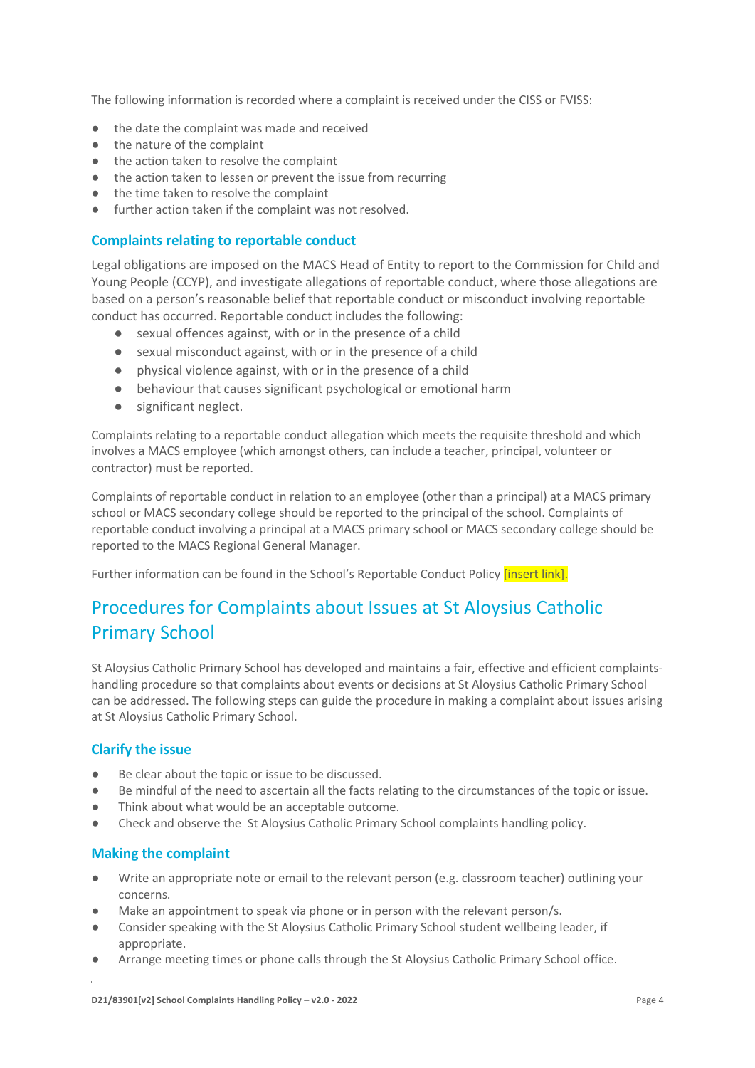The following information is recorded where a complaint is received under the CISS or FVISS:

- the date the complaint was made and received
- the nature of the complaint
- the action taken to resolve the complaint
- the action taken to lessen or prevent the issue from recurring
- the time taken to resolve the complaint
- further action taken if the complaint was not resolved.

### Complaints relating to reportable conduct

Legal obligations are imposed on the MACS Head of Entity to report to the Commission for Child and Young People (CCYP), and investigate allegations of reportable conduct, where those allegations are based on a person's reasonable belief that reportable conduct or misconduct involving reportable conduct has occurred. Reportable conduct includes the following:

- sexual offences against, with or in the presence of a child
- sexual misconduct against, with or in the presence of a child
- physical violence against, with or in the presence of a child
- behaviour that causes significant psychological or emotional harm
- significant neglect.

Complaints relating to a reportable conduct allegation which meets the requisite threshold and which involves a MACS employee (which amongst others, can include a teacher, principal, volunteer or contractor) must be reported.

Complaints of reportable conduct in relation to an employee (other than a principal) at a MACS primary school or MACS secondary college should be reported to the principal of the school. Complaints of reportable conduct involving a principal at a MACS primary school or MACS secondary college should be reported to the MACS Regional General Manager.

Further information can be found in the School's Reportable Conduct Policy [insert link].

## Procedures for Complaints about Issues at St Aloysius Catholic Primary School

St Aloysius Catholic Primary School has developed and maintains a fair, effective and efficient complaints-handling procedure so that complaints about events or decisions at St Aloysius Catholic Primary School can be addressed. The following steps can guide the procedure in making a complaint about issues arising at St Aloysius Catholic Primary School.

### Clarify the issue

- Be clear about the topic or issue to be discussed.
- Be mindful of the need to ascertain all the facts relating to the circumstances of the topic or issue.
- Think about what would be an acceptable outcome.
- Check and observe the St Aloysius Catholic Primary School complaints handling policy.

### Making the complaint

- Write an appropriate note or email to the relevant person (e.g. classroom teacher) outlining your concerns.
- Make an appointment to speak via phone or in person with the relevant person/s.
- Consider speaking with the St Aloysius Catholic Primary School student wellbeing leader, if appropriate.
- Arrange meeting times or phone calls through the St Aloysius Catholic Primary School office.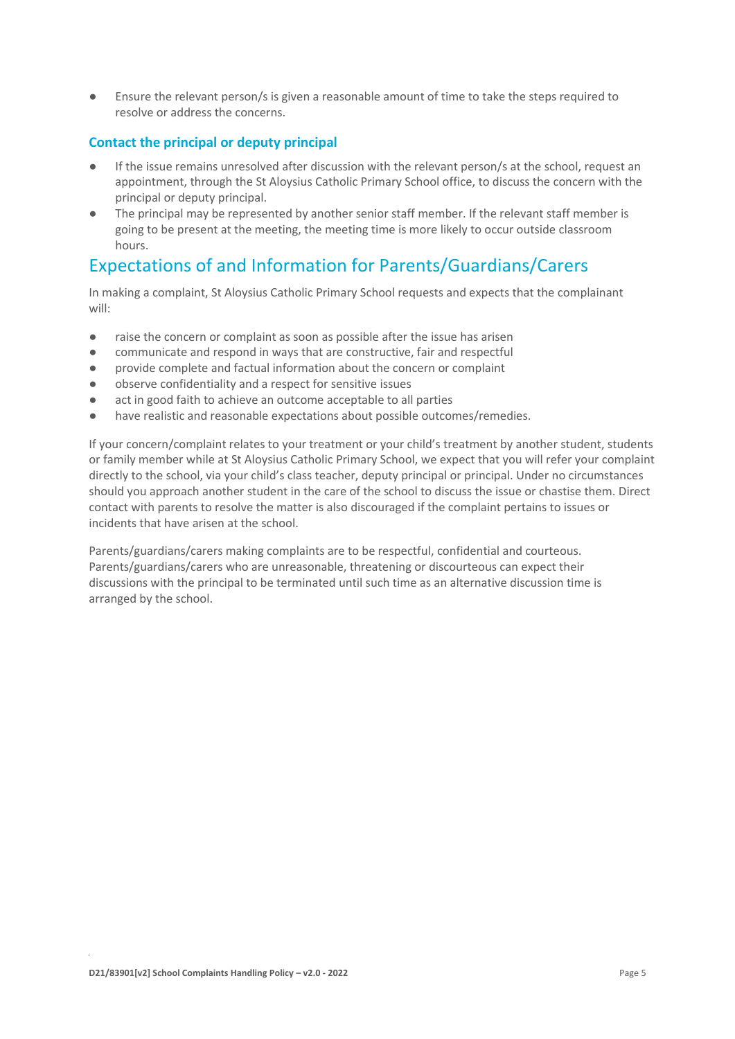- Ensure the relevant person/s is given a reasonable amount of time to take the steps required to resolve or address the concerns.

### Contact the principal or deputy principal

- If the issue remains unresolved after discussion with the relevant person/s at the school, request an appointment, through the St Aloysius Catholic Primary School office, to discuss the concern with the principal or deputy principal.
- The principal may be represented by another senior staff member. If the relevant staff member is going to be present at the meeting, the meeting time is more likely to occur outside classroom hours.

## Expectations of and Information for Parents/Guardians/Carers

In making a complaint, St Aloysius Catholic Primary School requests and expects that the complainant will:

- raise the concern or complaint as soon as possible after the issue has arisen
- communicate and respond in ways that are constructive, fair and respectful
- provide complete and factual information about the concern or complaint
- observe confidentiality and a respect for sensitive issues
- act in good faith to achieve an outcome acceptable to all parties
- have realistic and reasonable expectations about possible outcomes/remedies.

If your concern/complaint relates to your treatment or your child's treatment by another student, students or family member while at St Aloysius Catholic Primary School, we expect that you will refer your complaint directly to the school, via your child's class teacher, deputy principal or principal. Under no circumstances should you approach another student in the care of the school to discuss the issue or chastise them. Direct contact with parents to resolve the matter is also discouraged if the complaint pertains to issues or incidents that have arisen at the school.

Parents/guardians/carers making complaints are to be respectful, confidential and courteous. Parents/guardians/carers who are unreasonable, threatening or discourteous can expect their discussions with the principal to be terminated until such time as an alternative discussion time is arranged by the school.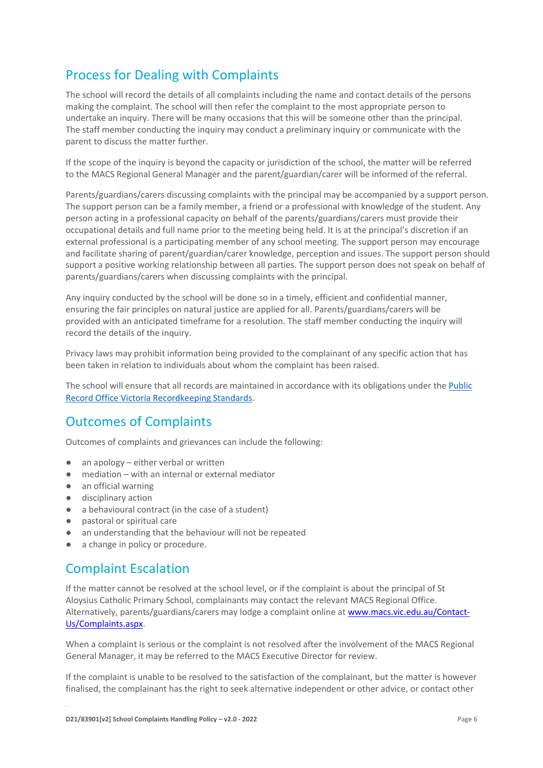## Process for Dealing with Complaints

The school will record the details of all complaints including the name and contact details of the persons making the complaint. The school will then refer the complaint to the most appropriate person to undertake an inquiry. There will be many occasions that this will be someone other than the principal. The staff member conducting the inquiry may conduct a preliminary inquiry or communicate with the parent to discuss the matter further.

If the scope of the inquiry is beyond the capacity or jurisdiction of the school, the matter will be referred to the MACS Regional General Manager and the parent/guardian/carer will be informed of the referral.

Parents/guardians/carers discussing complaints with the principal may be accompanied by a support person. The support person can be a family member, a friend or a professional with knowledge of the student. Any person acting in a professional capacity on behalf of the parents/guardians/carers must provide their occupational details and full name prior to the meeting being held. It is at the principal's discretion if an external professional is a participating member of any school meeting. The support person may encourage and facilitate sharing of parent/guardian/carer knowledge, perception and issues. The support person should support a positive working relationship between all parties. The support person does not speak on behalf of parents/guardians/carers when discussing complaints with the principal.

Any inquiry conducted by the school will be done so in a timely, efficient and confidential manner, ensuring the fair principles on natural justice are applied for all. Parents/guardians/carers will be provided with an anticipated timeframe for a resolution. The staff member conducting the inquiry will record the details of the inquiry.

Privacy laws may prohibit information being provided to the complainant of any specific action that has been taken in relation to individuals about whom the complaint has been raised.

The school will ensure that all records are maintained in accordance with its obligations under the [Public Record Office Victoria Recordkeeping Standards](#).

## Outcomes of Complaints

Outcomes of complaints and grievances can include the following:

- an apology – either verbal or written
- mediation – with an internal or external mediator
- an official warning
- disciplinary action
- a behavioural contract (in the case of a student)
- pastoral or spiritual care
- an understanding that the behaviour will not be repeated
- a change in policy or procedure.

## Complaint Escalation

If the matter cannot be resolved at the school level, or if the complaint is about the principal of St Aloysius Catholic Primary School, complainants may contact the relevant MACS Regional Office. Alternatively, parents/guardians/carers may lodge a complaint online at [www.macs.vic.edu.au/Contact-Us/Complaints.aspx](www.macs.vic.edu.au/Contact-Us/Complaints.aspx).

When a complaint is serious or the complaint is not resolved after the involvement of the MACS Regional General Manager, it may be referred to the MACS Executive Director for review.

If the complaint is unable to be resolved to the satisfaction of the complainant, but the matter is however finalised, the complainant has the right to seek alternative independent or other advice, or contact other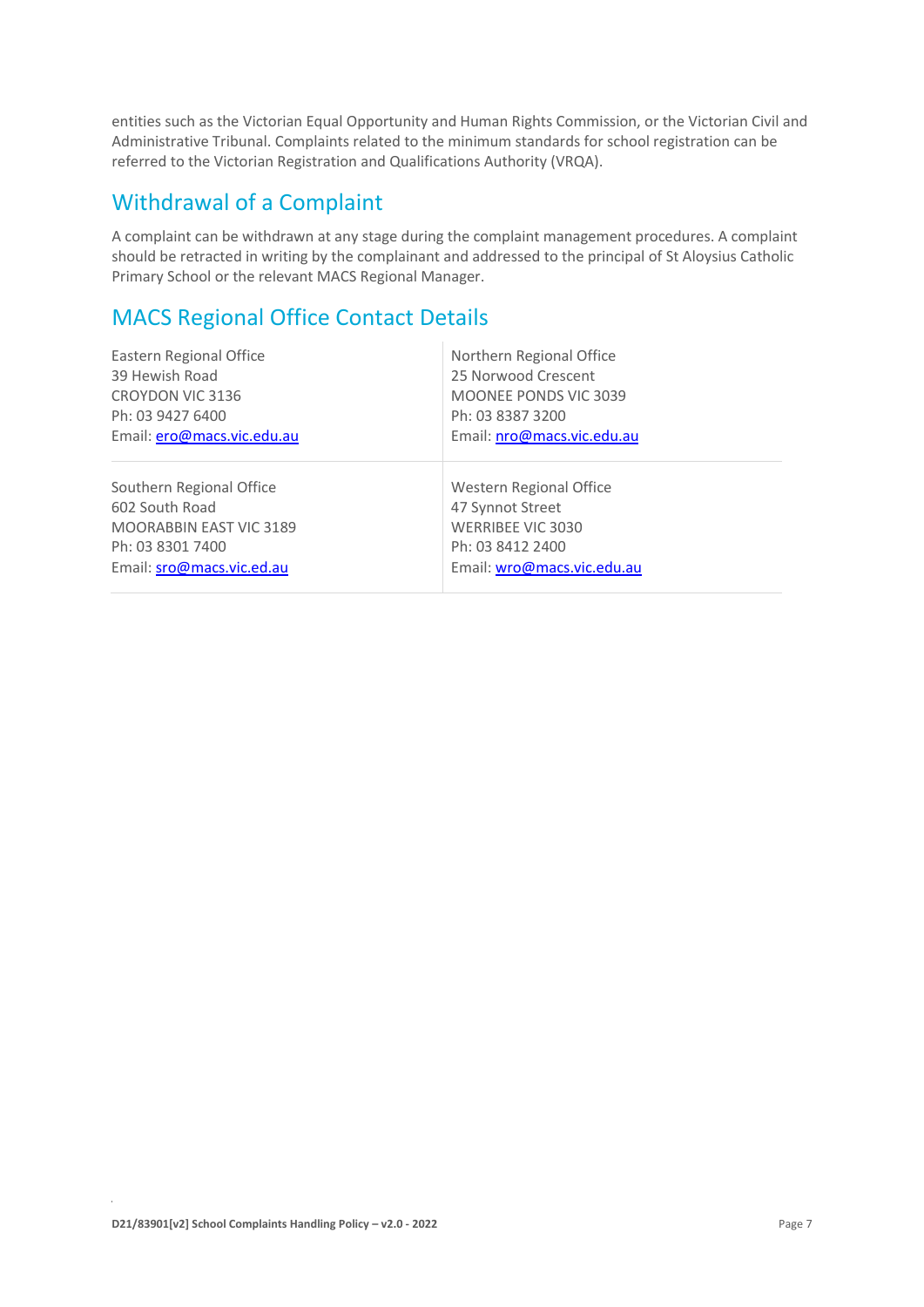entities such as the Victorian Equal Opportunity and Human Rights Commission, or the Victorian Civil and Administrative Tribunal. Complaints related to the minimum standards for school registration can be referred to the Victorian Registration and Qualifications Authority (VRQA).

## Withdrawal of a Complaint

A complaint can be withdrawn at any stage during the complaint management procedures. A complaint should be retracted in writing by the complainant and addressed to the principal of St Aloysius Catholic Primary School or the relevant MACS Regional Manager.

## MACS Regional Office Contact Details

| | |
|---|---|
| Eastern Regional Office<br>39 Hewish Road<br>CROYDON VIC 3136<br>Ph: 03 9427 6400<br>Email: ero@macs.vic.edu.au | Northern Regional Office<br>25 Norwood Crescent<br>MOONEE PONDS VIC 3039<br>Ph: 03 8387 3200<br>Email: nro@macs.vic.edu.au |
| Southern Regional Office<br>602 South Road<br>MOORABBIN EAST VIC 3189<br>Ph: 03 8301 7400<br>Email: sro@macs.vic.ed.au | Western Regional Office<br>47 Synnot Street<br>WERRIBEE VIC 3030<br>Ph: 03 8412 2400<br>Email: wro@macs.vic.edu.au |